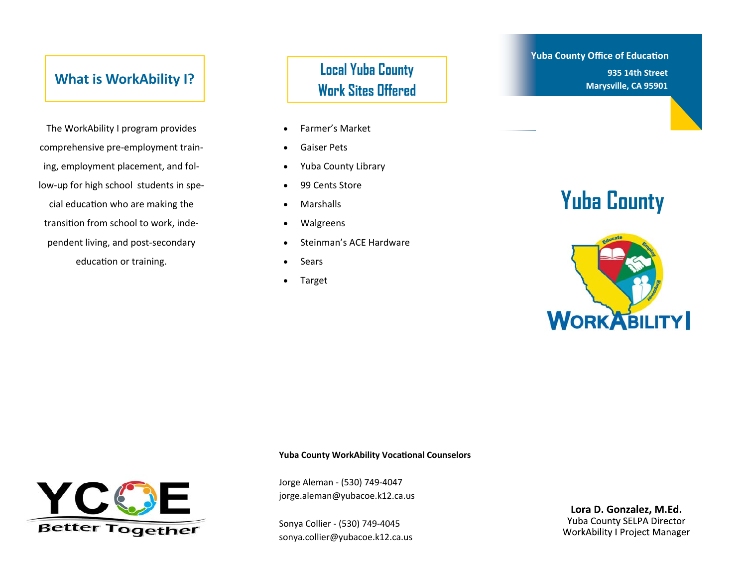## What is WorkAbility I?

The WorkAbility I program provides comprehensive pre-employment training, employment placement, and follow-up for high school students in special education who are making the transition from school to work, independent living, and post-secondary education or training.

## Local Yuba County Work Sites Offered

- Farmer's Market
- Gaiser Pets
- Yuba County Library
- 99 Cents Store
- Marshalls
- Walgreens
- Steinman's ACE Hardware
- Sears
- Target

**Yuba County Office of Education**

**935 14th Street**
**Marysville, CA 95901**

# Yuba County

WorkAbility I

YCOE Better Together

**Yuba County WorkAbility Vocational Counselors**

Jorge Aleman - (530) 749-4047
jorge.aleman@yubacoe.k12.ca.us

Sonya Collier - (530) 749-4045
sonya.collier@yubacoe.k12.ca.us

**Lora D. Gonzalez, M.Ed.**
Yuba County SELPA Director
WorkAbility I Project Manager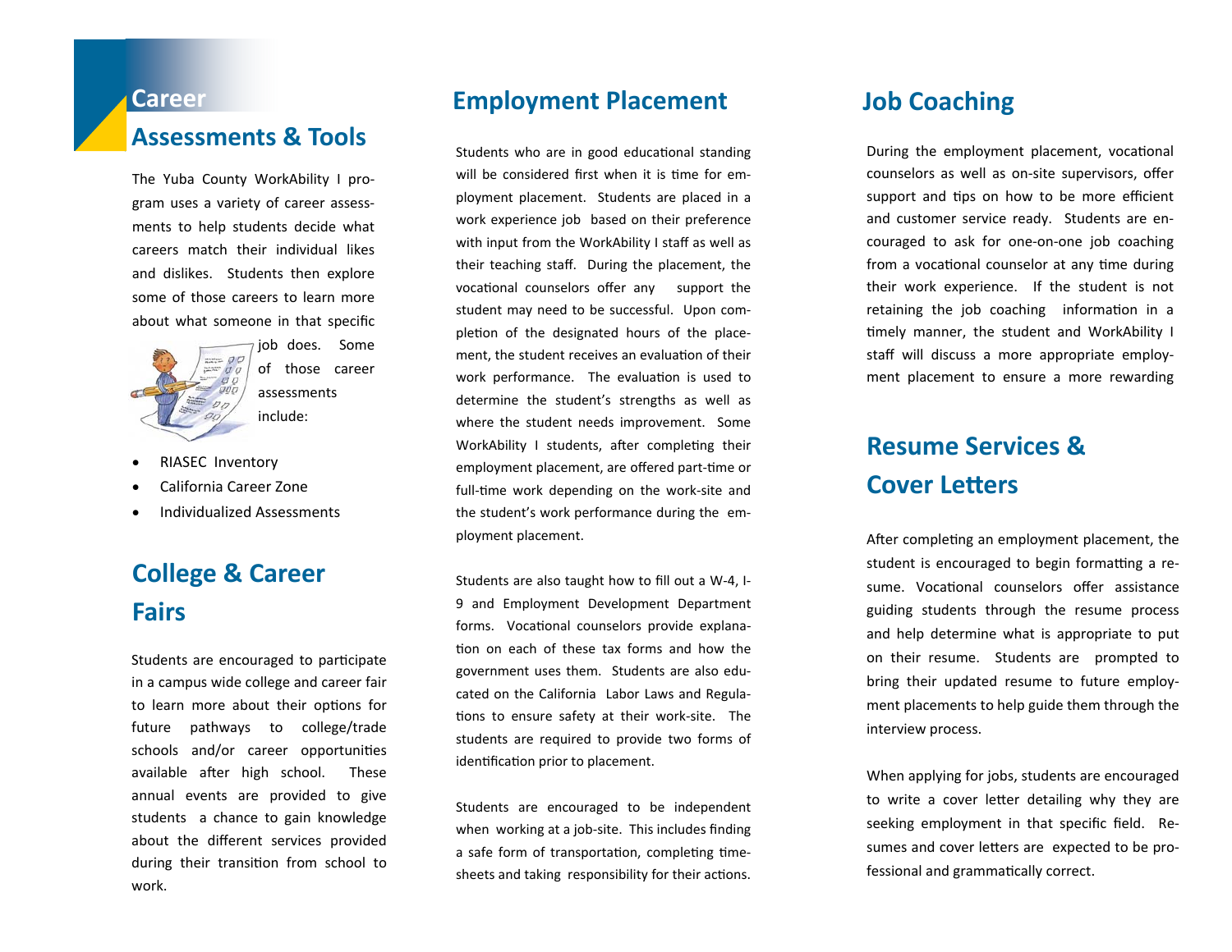## Career Assessments & Tools

The Yuba County WorkAbility I program uses a variety of career assessments to help students decide what careers match their individual likes and dislikes. Students then explore some of those careers to learn more about what someone in that specific job does. Some of those career assessments include:

- RIASEC Inventory
- California Career Zone
- Individualized Assessments

## College & Career Fairs

Students are encouraged to participate in a campus wide college and career fair to learn more about their options for future pathways to college/trade schools and/or career opportunities available after high school. These annual events are provided to give students a chance to gain knowledge about the different services provided during their transition from school to work.

## Employment Placement

Students who are in good educational standing will be considered first when it is time for employment placement. Students are placed in a work experience job based on their preference with input from the WorkAbility I staff as well as their teaching staff. During the placement, the vocational counselors offer any support the student may need to be successful. Upon completion of the designated hours of the placement, the student receives an evaluation of their work performance. The evaluation is used to determine the student's strengths as well as where the student needs improvement. Some WorkAbility I students, after completing their employment placement, are offered part-time or full-time work depending on the work-site and the student's work performance during the employment placement.

Students are also taught how to fill out a W-4, I-9 and Employment Development Department forms. Vocational counselors provide explanation on each of these tax forms and how the government uses them. Students are also educated on the California Labor Laws and Regulations to ensure safety at their work-site. The students are required to provide two forms of identification prior to placement.

Students are encouraged to be independent when working at a job-site. This includes finding a safe form of transportation, completing timesheets and taking responsibility for their actions.

## Job Coaching

During the employment placement, vocational counselors as well as on-site supervisors, offer support and tips on how to be more efficient and customer service ready. Students are encouraged to ask for one-on-one job coaching from a vocational counselor at any time during their work experience. If the student is not retaining the job coaching information in a timely manner, the student and WorkAbility I staff will discuss a more appropriate employment placement to ensure a more rewarding

## Resume Services & Cover Letters

After completing an employment placement, the student is encouraged to begin formatting a resume. Vocational counselors offer assistance guiding students through the resume process and help determine what is appropriate to put on their resume. Students are prompted to bring their updated resume to future employment placements to help guide them through the interview process.

When applying for jobs, students are encouraged to write a cover letter detailing why they are seeking employment in that specific field. Resumes and cover letters are expected to be professional and grammatically correct.